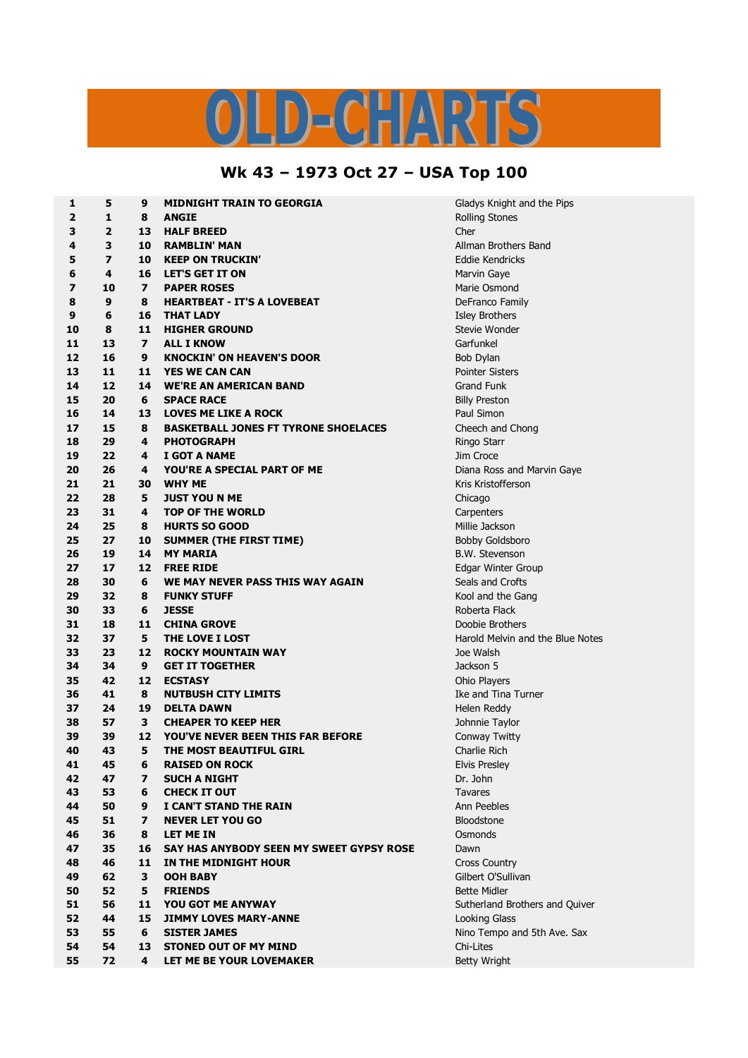# OLD-CHARTS

## Wk 43 – 1973 Oct 27 – USA Top 100

| | | | | |
|---|---|---|---|---|
| **1** | **5** | **9** | **MIDNIGHT TRAIN TO GEORGIA** | Gladys Knight and the Pips |
| **2** | **1** | **8** | **ANGIE** | Rolling Stones |
| **3** | **2** | **13** | **HALF BREED** | Cher |
| **4** | **3** | **10** | **RAMBLIN' MAN** | Allman Brothers Band |
| **5** | **7** | **10** | **KEEP ON TRUCKIN'** | Eddie Kendricks |
| **6** | **4** | **16** | **LET'S GET IT ON** | Marvin Gaye |
| **7** | **10** | **7** | **PAPER ROSES** | Marie Osmond |
| **8** | **9** | **8** | **HEARTBEAT - IT'S A LOVEBEAT** | DeFranco Family |
| **9** | **6** | **16** | **THAT LADY** | Isley Brothers |
| **10** | **8** | **11** | **HIGHER GROUND** | Stevie Wonder |
| **11** | **13** | **7** | **ALL I KNOW** | Garfunkel |
| **12** | **16** | **9** | **KNOCKIN' ON HEAVEN'S DOOR** | Bob Dylan |
| **13** | **11** | **11** | **YES WE CAN CAN** | Pointer Sisters |
| **14** | **12** | **14** | **WE'RE AN AMERICAN BAND** | Grand Funk |
| **15** | **20** | **6** | **SPACE RACE** | Billy Preston |
| **16** | **14** | **13** | **LOVES ME LIKE A ROCK** | Paul Simon |
| **17** | **15** | **8** | **BASKETBALL JONES FT TYRONE SHOELACES** | Cheech and Chong |
| **18** | **29** | **4** | **PHOTOGRAPH** | Ringo Starr |
| **19** | **22** | **4** | **I GOT A NAME** | Jim Croce |
| **20** | **26** | **4** | **YOU'RE A SPECIAL PART OF ME** | Diana Ross and Marvin Gaye |
| **21** | **21** | **30** | **WHY ME** | Kris Kristofferson |
| **22** | **28** | **5** | **JUST YOU N ME** | Chicago |
| **23** | **31** | **4** | **TOP OF THE WORLD** | Carpenters |
| **24** | **25** | **8** | **HURTS SO GOOD** | Millie Jackson |
| **25** | **27** | **10** | **SUMMER (THE FIRST TIME)** | Bobby Goldsboro |
| **26** | **19** | **14** | **MY MARIA** | B.W. Stevenson |
| **27** | **17** | **12** | **FREE RIDE** | Edgar Winter Group |
| **28** | **30** | **6** | **WE MAY NEVER PASS THIS WAY AGAIN** | Seals and Crofts |
| **29** | **32** | **8** | **FUNKY STUFF** | Kool and the Gang |
| **30** | **33** | **6** | **JESSE** | Roberta Flack |
| **31** | **18** | **11** | **CHINA GROVE** | Doobie Brothers |
| **32** | **37** | **5** | **THE LOVE I LOST** | Harold Melvin and the Blue Notes |
| **33** | **23** | **12** | **ROCKY MOUNTAIN WAY** | Joe Walsh |
| **34** | **34** | **9** | **GET IT TOGETHER** | Jackson 5 |
| **35** | **42** | **12** | **ECSTASY** | Ohio Players |
| **36** | **41** | **8** | **NUTBUSH CITY LIMITS** | Ike and Tina Turner |
| **37** | **24** | **19** | **DELTA DAWN** | Helen Reddy |
| **38** | **57** | **3** | **CHEAPER TO KEEP HER** | Johnnie Taylor |
| **39** | **39** | **12** | **YOU'VE NEVER BEEN THIS FAR BEFORE** | Conway Twitty |
| **40** | **43** | **5** | **THE MOST BEAUTIFUL GIRL** | Charlie Rich |
| **41** | **45** | **6** | **RAISED ON ROCK** | Elvis Presley |
| **42** | **47** | **7** | **SUCH A NIGHT** | Dr. John |
| **43** | **53** | **6** | **CHECK IT OUT** | Tavares |
| **44** | **50** | **9** | **I CAN'T STAND THE RAIN** | Ann Peebles |
| **45** | **51** | **7** | **NEVER LET YOU GO** | Bloodstone |
| **46** | **36** | **8** | **LET ME IN** | Osmonds |
| **47** | **35** | **16** | **SAY HAS ANYBODY SEEN MY SWEET GYPSY ROSE** | Dawn |
| **48** | **46** | **11** | **IN THE MIDNIGHT HOUR** | Cross Country |
| **49** | **62** | **3** | **OOH BABY** | Gilbert O'Sullivan |
| **50** | **52** | **5** | **FRIENDS** | Bette Midler |
| **51** | **56** | **11** | **YOU GOT ME ANYWAY** | Sutherland Brothers and Quiver |
| **52** | **44** | **15** | **JIMMY LOVES MARY-ANNE** | Looking Glass |
| **53** | **55** | **6** | **SISTER JAMES** | Nino Tempo and 5th Ave. Sax |
| **54** | **54** | **13** | **STONED OUT OF MY MIND** | Chi-Lites |
| **55** | **72** | **4** | **LET ME BE YOUR LOVEMAKER** | Betty Wright |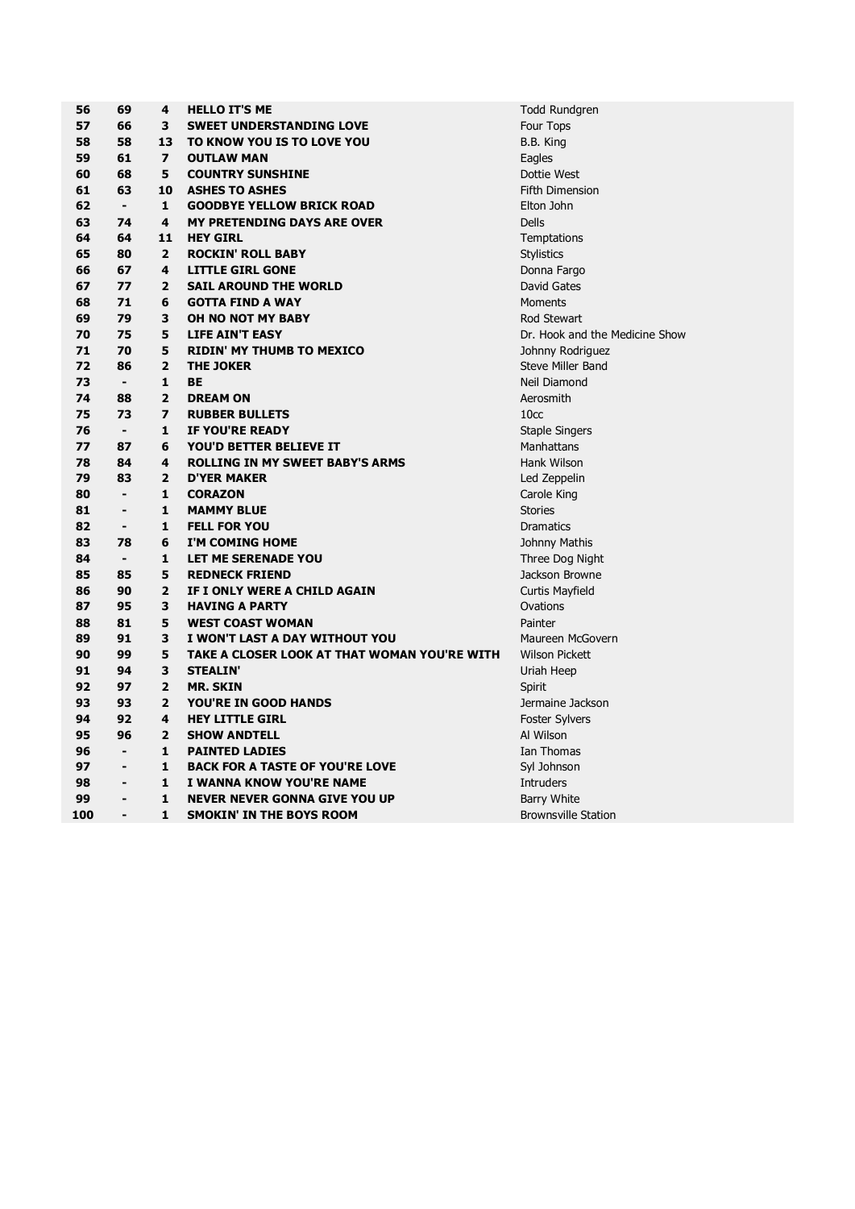| | | | | |
|---|---|---|---|---|
| 56 | 69 | 4 | **HELLO IT'S ME** | Todd Rundgren |
| 57 | 66 | 3 | **SWEET UNDERSTANDING LOVE** | Four Tops |
| 58 | 58 | 13 | **TO KNOW YOU IS TO LOVE YOU** | B.B. King |
| 59 | 61 | 7 | **OUTLAW MAN** | Eagles |
| 60 | 68 | 5 | **COUNTRY SUNSHINE** | Dottie West |
| 61 | 63 | 10 | **ASHES TO ASHES** | Fifth Dimension |
| 62 | - | 1 | **GOODBYE YELLOW BRICK ROAD** | Elton John |
| 63 | 74 | 4 | **MY PRETENDING DAYS ARE OVER** | Dells |
| 64 | 64 | 11 | **HEY GIRL** | Temptations |
| 65 | 80 | 2 | **ROCKIN' ROLL BABY** | Stylistics |
| 66 | 67 | 4 | **LITTLE GIRL GONE** | Donna Fargo |
| 67 | 77 | 2 | **SAIL AROUND THE WORLD** | David Gates |
| 68 | 71 | 6 | **GOTTA FIND A WAY** | Moments |
| 69 | 79 | 3 | **OH NO NOT MY BABY** | Rod Stewart |
| 70 | 75 | 5 | **LIFE AIN'T EASY** | Dr. Hook and the Medicine Show |
| 71 | 70 | 5 | **RIDIN' MY THUMB TO MEXICO** | Johnny Rodriguez |
| 72 | 86 | 2 | **THE JOKER** | Steve Miller Band |
| 73 | - | 1 | **BE** | Neil Diamond |
| 74 | 88 | 2 | **DREAM ON** | Aerosmith |
| 75 | 73 | 7 | **RUBBER BULLETS** | 10cc |
| 76 | - | 1 | **IF YOU'RE READY** | Staple Singers |
| 77 | 87 | 6 | **YOU'D BETTER BELIEVE IT** | Manhattans |
| 78 | 84 | 4 | **ROLLING IN MY SWEET BABY'S ARMS** | Hank Wilson |
| 79 | 83 | 2 | **D'YER MAKER** | Led Zeppelin |
| 80 | - | 1 | **CORAZON** | Carole King |
| 81 | - | 1 | **MAMMY BLUE** | Stories |
| 82 | - | 1 | **FELL FOR YOU** | Dramatics |
| 83 | 78 | 6 | **I'M COMING HOME** | Johnny Mathis |
| 84 | - | 1 | **LET ME SERENADE YOU** | Three Dog Night |
| 85 | 85 | 5 | **REDNECK FRIEND** | Jackson Browne |
| 86 | 90 | 2 | **IF I ONLY WERE A CHILD AGAIN** | Curtis Mayfield |
| 87 | 95 | 3 | **HAVING A PARTY** | Ovations |
| 88 | 81 | 5 | **WEST COAST WOMAN** | Painter |
| 89 | 91 | 3 | **I WON'T LAST A DAY WITHOUT YOU** | Maureen McGovern |
| 90 | 99 | 5 | **TAKE A CLOSER LOOK AT THAT WOMAN YOU'RE WITH** | Wilson Pickett |
| 91 | 94 | 3 | **STEALIN'** | Uriah Heep |
| 92 | 97 | 2 | **MR. SKIN** | Spirit |
| 93 | 93 | 2 | **YOU'RE IN GOOD HANDS** | Jermaine Jackson |
| 94 | 92 | 4 | **HEY LITTLE GIRL** | Foster Sylvers |
| 95 | 96 | 2 | **SHOW ANDTELL** | Al Wilson |
| 96 | - | 1 | **PAINTED LADIES** | Ian Thomas |
| 97 | - | 1 | **BACK FOR A TASTE OF YOU'RE LOVE** | Syl Johnson |
| 98 | - | 1 | **I WANNA KNOW YOU'RE NAME** | Intruders |
| 99 | - | 1 | **NEVER NEVER GONNA GIVE YOU UP** | Barry White |
| 100 | - | 1 | **SMOKIN' IN THE BOYS ROOM** | Brownsville Station |